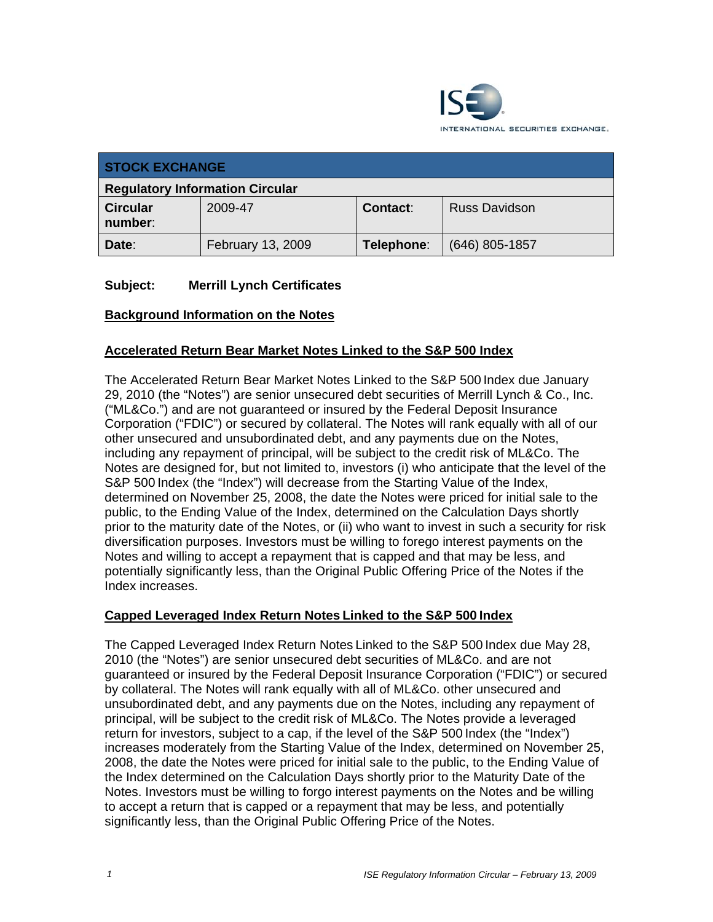ISE INTERNATIONAL SECURITIES EXCHANGE.

| STOCK EXCHANGE | | | |
|---|---|---|---|
| **Regulatory Information Circular** | | | |
| **Circular number:** | 2009-47 | **Contact:** | Russ Davidson |
| **Date:** | February 13, 2009 | **Telephone:** | (646) 805-1857 |

**Subject: Merrill Lynch Certificates**

**Background Information on the Notes**

**Accelerated Return Bear Market Notes Linked to the S&P 500 Index**

The Accelerated Return Bear Market Notes Linked to the S&P 500 Index due January 29, 2010 (the "Notes") are senior unsecured debt securities of Merrill Lynch & Co., Inc. ("ML&Co.") and are not guaranteed or insured by the Federal Deposit Insurance Corporation ("FDIC") or secured by collateral. The Notes will rank equally with all of our other unsecured and unsubordinated debt, and any payments due on the Notes, including any repayment of principal, will be subject to the credit risk of ML&Co. The Notes are designed for, but not limited to, investors (i) who anticipate that the level of the S&P 500 Index (the "Index") will decrease from the Starting Value of the Index, determined on November 25, 2008, the date the Notes were priced for initial sale to the public, to the Ending Value of the Index, determined on the Calculation Days shortly prior to the maturity date of the Notes, or (ii) who want to invest in such a security for risk diversification purposes. Investors must be willing to forego interest payments on the Notes and willing to accept a repayment that is capped and that may be less, and potentially significantly less, than the Original Public Offering Price of the Notes if the Index increases.

**Capped Leveraged Index Return Notes Linked to the S&P 500 Index**

The Capped Leveraged Index Return Notes Linked to the S&P 500 Index due May 28, 2010 (the "Notes") are senior unsecured debt securities of ML&Co. and are not guaranteed or insured by the Federal Deposit Insurance Corporation ("FDIC") or secured by collateral. The Notes will rank equally with all of ML&Co. other unsecured and unsubordinated debt, and any payments due on the Notes, including any repayment of principal, will be subject to the credit risk of ML&Co. The Notes provide a leveraged return for investors, subject to a cap, if the level of the S&P 500 Index (the "Index") increases moderately from the Starting Value of the Index, determined on November 25, 2008, the date the Notes were priced for initial sale to the public, to the Ending Value of the Index determined on the Calculation Days shortly prior to the Maturity Date of the Notes. Investors must be willing to forgo interest payments on the Notes and be willing to accept a return that is capped or a repayment that may be less, and potentially significantly less, than the Original Public Offering Price of the Notes.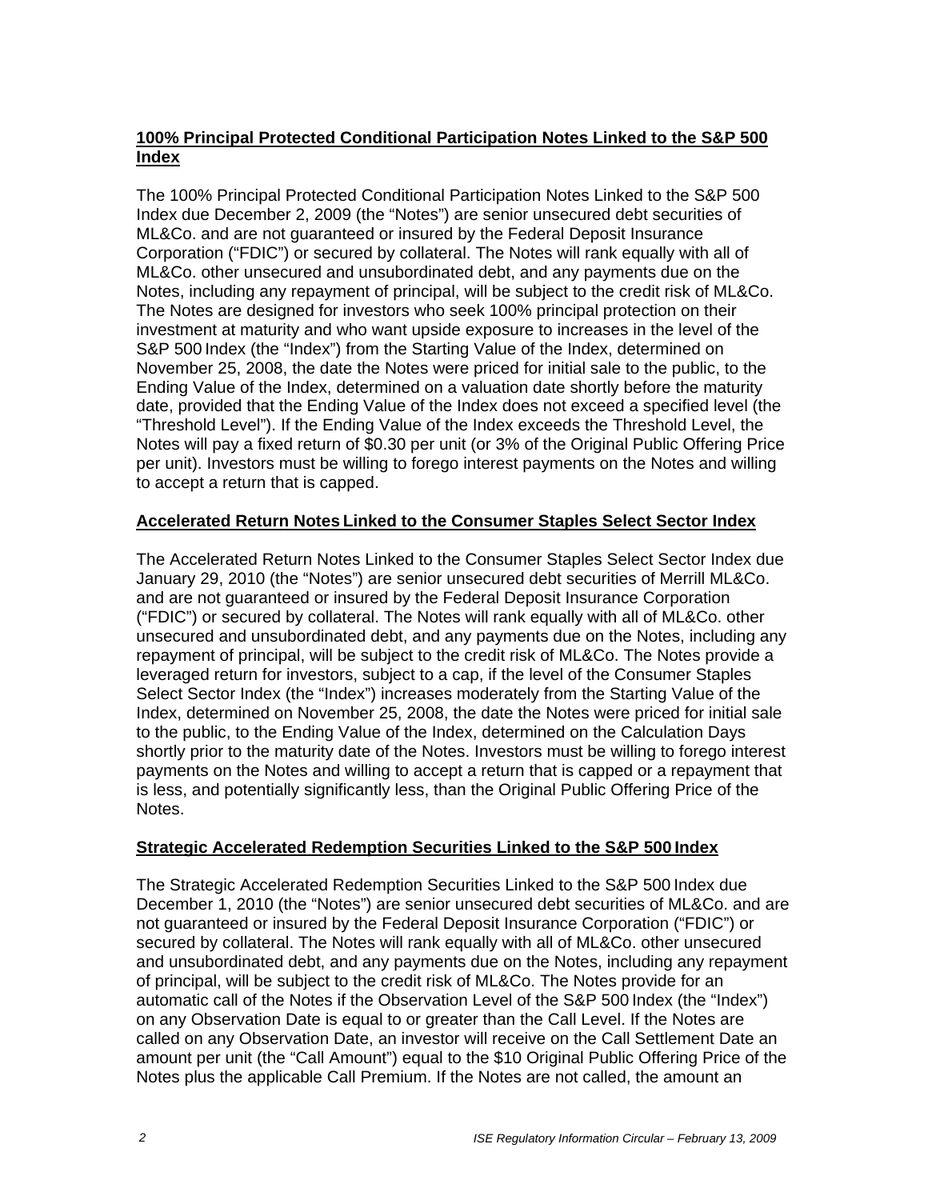**100% Principal Protected Conditional Participation Notes Linked to the S&P 500 Index**

The 100% Principal Protected Conditional Participation Notes Linked to the S&P 500 Index due December 2, 2009 (the "Notes") are senior unsecured debt securities of ML&Co. and are not guaranteed or insured by the Federal Deposit Insurance Corporation ("FDIC") or secured by collateral. The Notes will rank equally with all of ML&Co. other unsecured and unsubordinated debt, and any payments due on the Notes, including any repayment of principal, will be subject to the credit risk of ML&Co. The Notes are designed for investors who seek 100% principal protection on their investment at maturity and who want upside exposure to increases in the level of the S&P 500 Index (the "Index") from the Starting Value of the Index, determined on November 25, 2008, the date the Notes were priced for initial sale to the public, to the Ending Value of the Index, determined on a valuation date shortly before the maturity date, provided that the Ending Value of the Index does not exceed a specified level (the "Threshold Level"). If the Ending Value of the Index exceeds the Threshold Level, the Notes will pay a fixed return of $0.30 per unit (or 3% of the Original Public Offering Price per unit). Investors must be willing to forego interest payments on the Notes and willing to accept a return that is capped.

**Accelerated Return Notes Linked to the Consumer Staples Select Sector Index**

The Accelerated Return Notes Linked to the Consumer Staples Select Sector Index due January 29, 2010 (the "Notes") are senior unsecured debt securities of Merrill ML&Co. and are not guaranteed or insured by the Federal Deposit Insurance Corporation ("FDIC") or secured by collateral. The Notes will rank equally with all of ML&Co. other unsecured and unsubordinated debt, and any payments due on the Notes, including any repayment of principal, will be subject to the credit risk of ML&Co. The Notes provide a leveraged return for investors, subject to a cap, if the level of the Consumer Staples Select Sector Index (the "Index") increases moderately from the Starting Value of the Index, determined on November 25, 2008, the date the Notes were priced for initial sale to the public, to the Ending Value of the Index, determined on the Calculation Days shortly prior to the maturity date of the Notes. Investors must be willing to forego interest payments on the Notes and willing to accept a return that is capped or a repayment that is less, and potentially significantly less, than the Original Public Offering Price of the Notes.

**Strategic Accelerated Redemption Securities Linked to the S&P 500 Index**

The Strategic Accelerated Redemption Securities Linked to the S&P 500 Index due December 1, 2010 (the "Notes") are senior unsecured debt securities of ML&Co. and are not guaranteed or insured by the Federal Deposit Insurance Corporation ("FDIC") or secured by collateral. The Notes will rank equally with all of ML&Co. other unsecured and unsubordinated debt, and any payments due on the Notes, including any repayment of principal, will be subject to the credit risk of ML&Co. The Notes provide for an automatic call of the Notes if the Observation Level of the S&P 500 Index (the "Index") on any Observation Date is equal to or greater than the Call Level. If the Notes are called on any Observation Date, an investor will receive on the Call Settlement Date an amount per unit (the "Call Amount") equal to the $10 Original Public Offering Price of the Notes plus the applicable Call Premium. If the Notes are not called, the amount an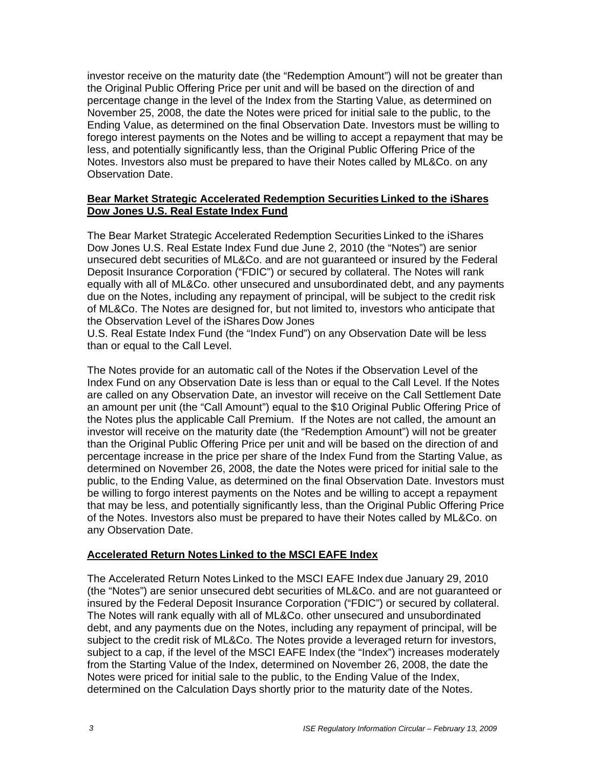investor receive on the maturity date (the "Redemption Amount") will not be greater than the Original Public Offering Price per unit and will be based on the direction of and percentage change in the level of the Index from the Starting Value, as determined on November 25, 2008, the date the Notes were priced for initial sale to the public, to the Ending Value, as determined on the final Observation Date. Investors must be willing to forego interest payments on the Notes and be willing to accept a repayment that may be less, and potentially significantly less, than the Original Public Offering Price of the Notes. Investors also must be prepared to have their Notes called by ML&Co. on any Observation Date.

**Bear Market Strategic Accelerated Redemption Securities Linked to the iShares Dow Jones U.S. Real Estate Index Fund**

The Bear Market Strategic Accelerated Redemption Securities Linked to the iShares Dow Jones U.S. Real Estate Index Fund due June 2, 2010 (the "Notes") are senior unsecured debt securities of ML&Co. and are not guaranteed or insured by the Federal Deposit Insurance Corporation ("FDIC") or secured by collateral. The Notes will rank equally with all of ML&Co. other unsecured and unsubordinated debt, and any payments due on the Notes, including any repayment of principal, will be subject to the credit risk of ML&Co. The Notes are designed for, but not limited to, investors who anticipate that the Observation Level of the iShares Dow Jones U.S. Real Estate Index Fund (the "Index Fund") on any Observation Date will be less than or equal to the Call Level.

The Notes provide for an automatic call of the Notes if the Observation Level of the Index Fund on any Observation Date is less than or equal to the Call Level. If the Notes are called on any Observation Date, an investor will receive on the Call Settlement Date an amount per unit (the "Call Amount") equal to the $10 Original Public Offering Price of the Notes plus the applicable Call Premium. If the Notes are not called, the amount an investor will receive on the maturity date (the "Redemption Amount") will not be greater than the Original Public Offering Price per unit and will be based on the direction of and percentage increase in the price per share of the Index Fund from the Starting Value, as determined on November 26, 2008, the date the Notes were priced for initial sale to the public, to the Ending Value, as determined on the final Observation Date. Investors must be willing to forgo interest payments on the Notes and be willing to accept a repayment that may be less, and potentially significantly less, than the Original Public Offering Price of the Notes. Investors also must be prepared to have their Notes called by ML&Co. on any Observation Date.

**Accelerated Return Notes Linked to the MSCI EAFE Index**

The Accelerated Return Notes Linked to the MSCI EAFE Index due January 29, 2010 (the "Notes") are senior unsecured debt securities of ML&Co. and are not guaranteed or insured by the Federal Deposit Insurance Corporation ("FDIC") or secured by collateral. The Notes will rank equally with all of ML&Co. other unsecured and unsubordinated debt, and any payments due on the Notes, including any repayment of principal, will be subject to the credit risk of ML&Co. The Notes provide a leveraged return for investors, subject to a cap, if the level of the MSCI EAFE Index (the "Index") increases moderately from the Starting Value of the Index, determined on November 26, 2008, the date the Notes were priced for initial sale to the public, to the Ending Value of the Index, determined on the Calculation Days shortly prior to the maturity date of the Notes.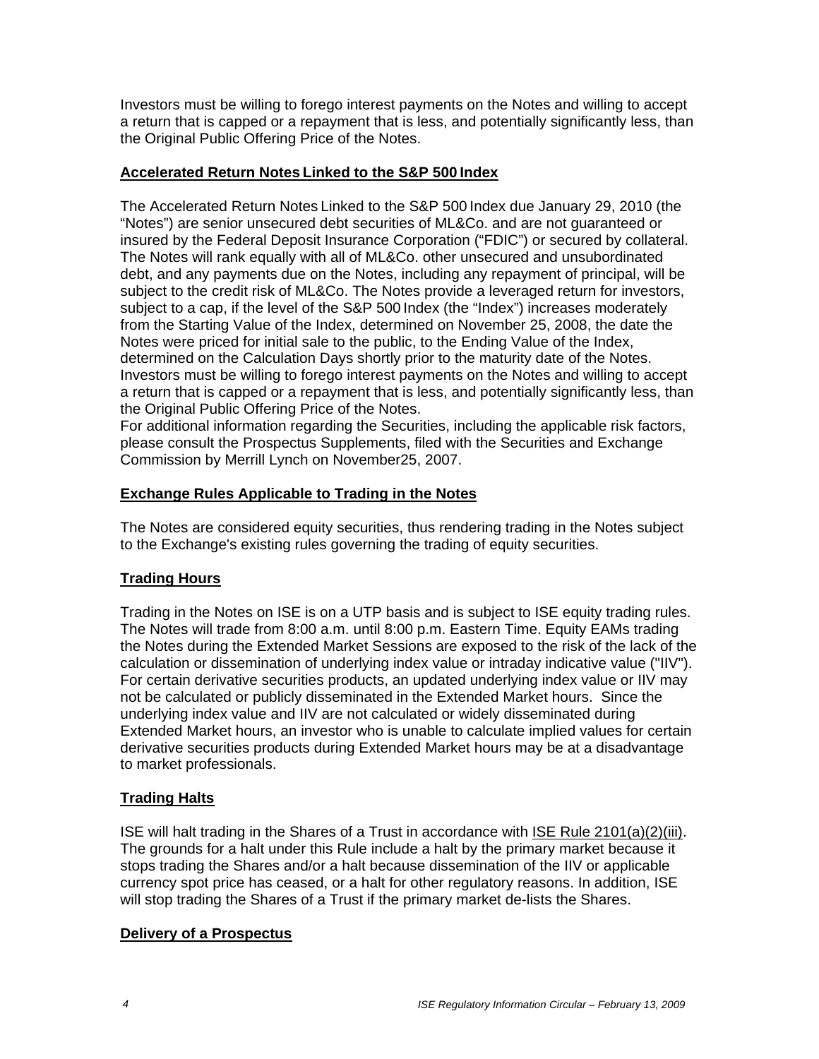Investors must be willing to forego interest payments on the Notes and willing to accept a return that is capped or a repayment that is less, and potentially significantly less, than the Original Public Offering Price of the Notes.

## Accelerated Return Notes Linked to the S&P 500 Index

The Accelerated Return Notes Linked to the S&P 500 Index due January 29, 2010 (the "Notes") are senior unsecured debt securities of ML&Co. and are not guaranteed or insured by the Federal Deposit Insurance Corporation ("FDIC") or secured by collateral. The Notes will rank equally with all of ML&Co. other unsecured and unsubordinated debt, and any payments due on the Notes, including any repayment of principal, will be subject to the credit risk of ML&Co. The Notes provide a leveraged return for investors, subject to a cap, if the level of the S&P 500 Index (the "Index") increases moderately from the Starting Value of the Index, determined on November 25, 2008, the date the Notes were priced for initial sale to the public, to the Ending Value of the Index, determined on the Calculation Days shortly prior to the maturity date of the Notes. Investors must be willing to forego interest payments on the Notes and willing to accept a return that is capped or a repayment that is less, and potentially significantly less, than the Original Public Offering Price of the Notes.
For additional information regarding the Securities, including the applicable risk factors, please consult the Prospectus Supplements, filed with the Securities and Exchange Commission by Merrill Lynch on November25, 2007.

## Exchange Rules Applicable to Trading in the Notes

The Notes are considered equity securities, thus rendering trading in the Notes subject to the Exchange's existing rules governing the trading of equity securities.

## Trading Hours

Trading in the Notes on ISE is on a UTP basis and is subject to ISE equity trading rules. The Notes will trade from 8:00 a.m. until 8:00 p.m. Eastern Time. Equity EAMs trading the Notes during the Extended Market Sessions are exposed to the risk of the lack of the calculation or dissemination of underlying index value or intraday indicative value ("IIV"). For certain derivative securities products, an updated underlying index value or IIV may not be calculated or publicly disseminated in the Extended Market hours. Since the underlying index value and IIV are not calculated or widely disseminated during Extended Market hours, an investor who is unable to calculate implied values for certain derivative securities products during Extended Market hours may be at a disadvantage to market professionals.

## Trading Halts

ISE will halt trading in the Shares of a Trust in accordance with ISE Rule 2101(a)(2)(iii). The grounds for a halt under this Rule include a halt by the primary market because it stops trading the Shares and/or a halt because dissemination of the IIV or applicable currency spot price has ceased, or a halt for other regulatory reasons. In addition, ISE will stop trading the Shares of a Trust if the primary market de-lists the Shares.

## Delivery of a Prospectus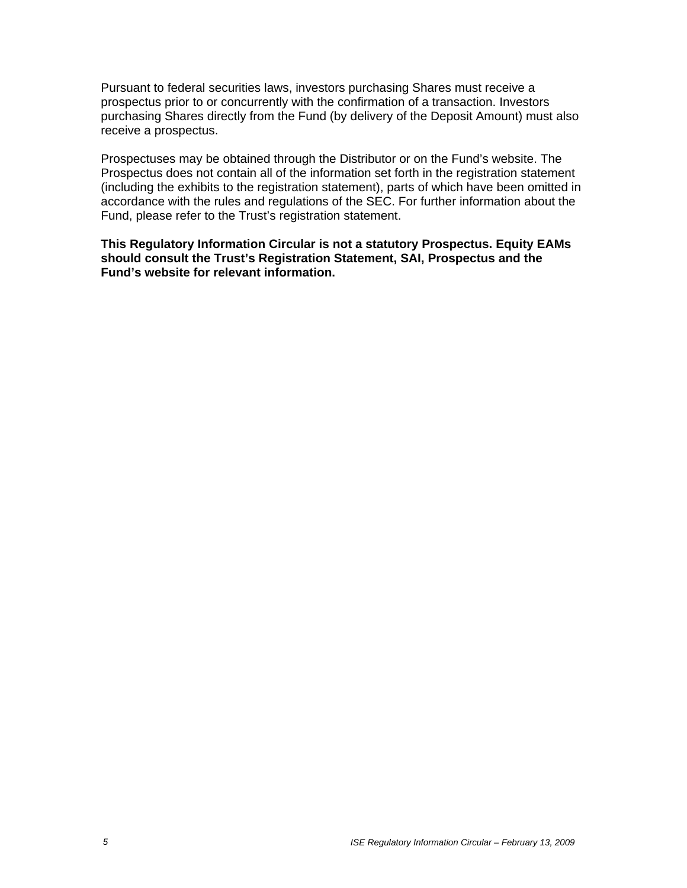Pursuant to federal securities laws, investors purchasing Shares must receive a prospectus prior to or concurrently with the confirmation of a transaction. Investors purchasing Shares directly from the Fund (by delivery of the Deposit Amount) must also receive a prospectus.

Prospectuses may be obtained through the Distributor or on the Fund's website. The Prospectus does not contain all of the information set forth in the registration statement (including the exhibits to the registration statement), parts of which have been omitted in accordance with the rules and regulations of the SEC. For further information about the Fund, please refer to the Trust's registration statement.

**This Regulatory Information Circular is not a statutory Prospectus. Equity EAMs should consult the Trust's Registration Statement, SAI, Prospectus and the Fund's website for relevant information.**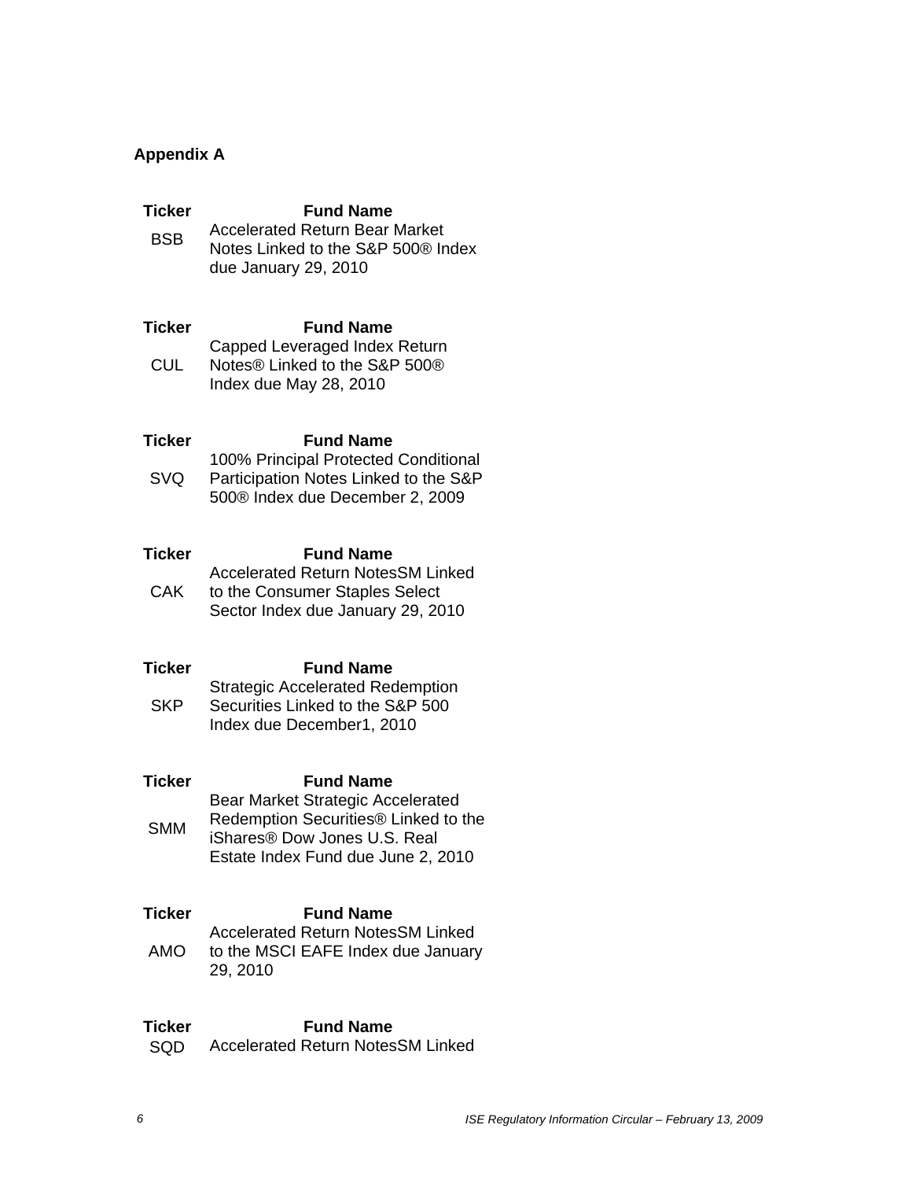**Appendix A**

| Ticker | Fund Name |
| --- | --- |
| BSB | Accelerated Return Bear Market Notes Linked to the S&P 500® Index due January 29, 2010 |

| Ticker | Fund Name |
| --- | --- |
| CUL | Capped Leveraged Index Return Notes® Linked to the S&P 500® Index due May 28, 2010 |

| Ticker | Fund Name |
| --- | --- |
| SVQ | 100% Principal Protected Conditional Participation Notes Linked to the S&P 500® Index due December 2, 2009 |

| Ticker | Fund Name |
| --- | --- |
| CAK | Accelerated Return NotesSM Linked to the Consumer Staples Select Sector Index due January 29, 2010 |

| Ticker | Fund Name |
| --- | --- |
| SKP | Strategic Accelerated Redemption Securities Linked to the S&P 500 Index due December1, 2010 |

| Ticker | Fund Name |
| --- | --- |
| SMM | Bear Market Strategic Accelerated Redemption Securities® Linked to the iShares® Dow Jones U.S. Real Estate Index Fund due June 2, 2010 |

| Ticker | Fund Name |
| --- | --- |
| AMO | Accelerated Return NotesSM Linked to the MSCI EAFE Index due January 29, 2010 |

| Ticker | Fund Name |
| --- | --- |
| SQD | Accelerated Return NotesSM Linked |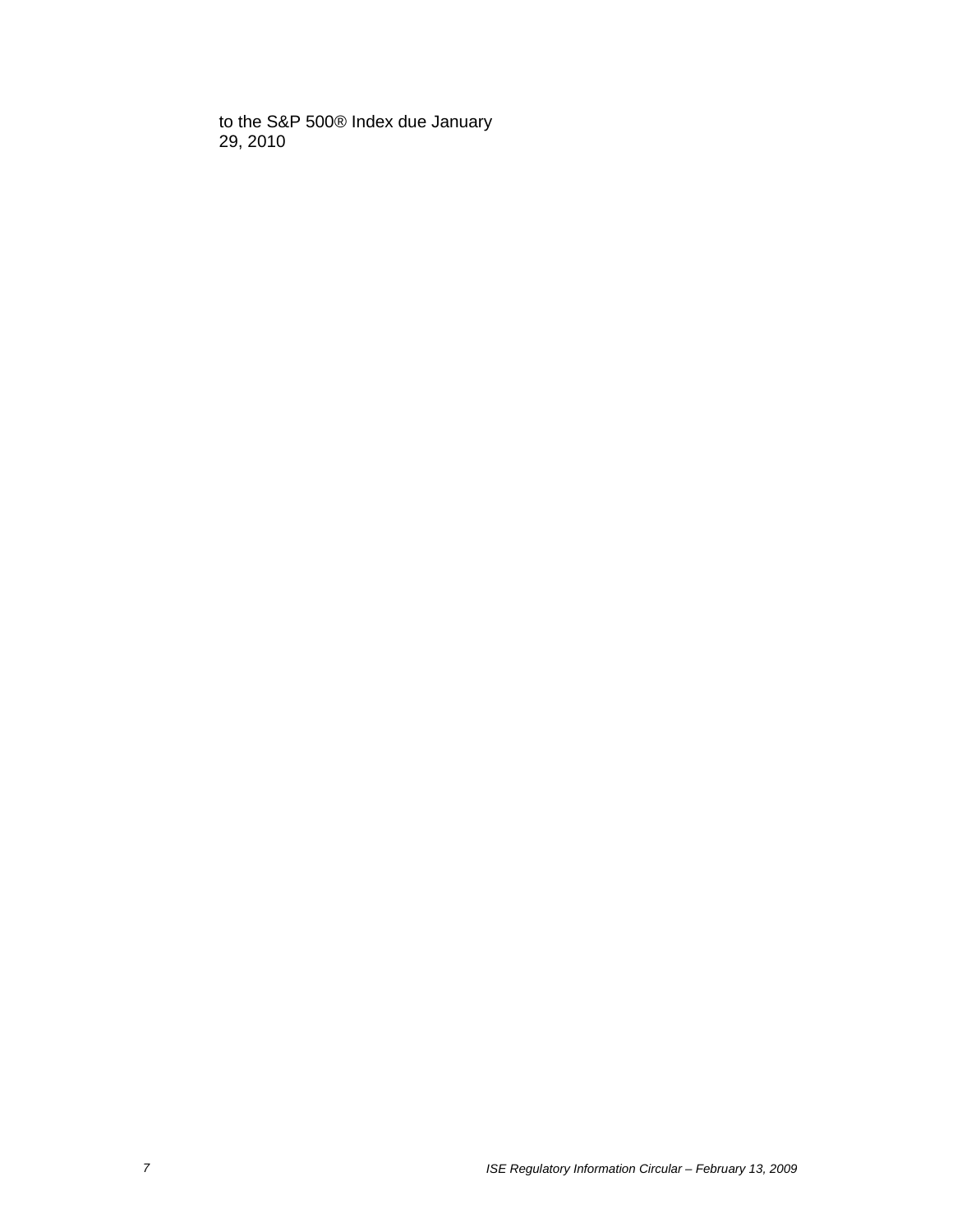to the S&P 500® Index due January 29, 2010